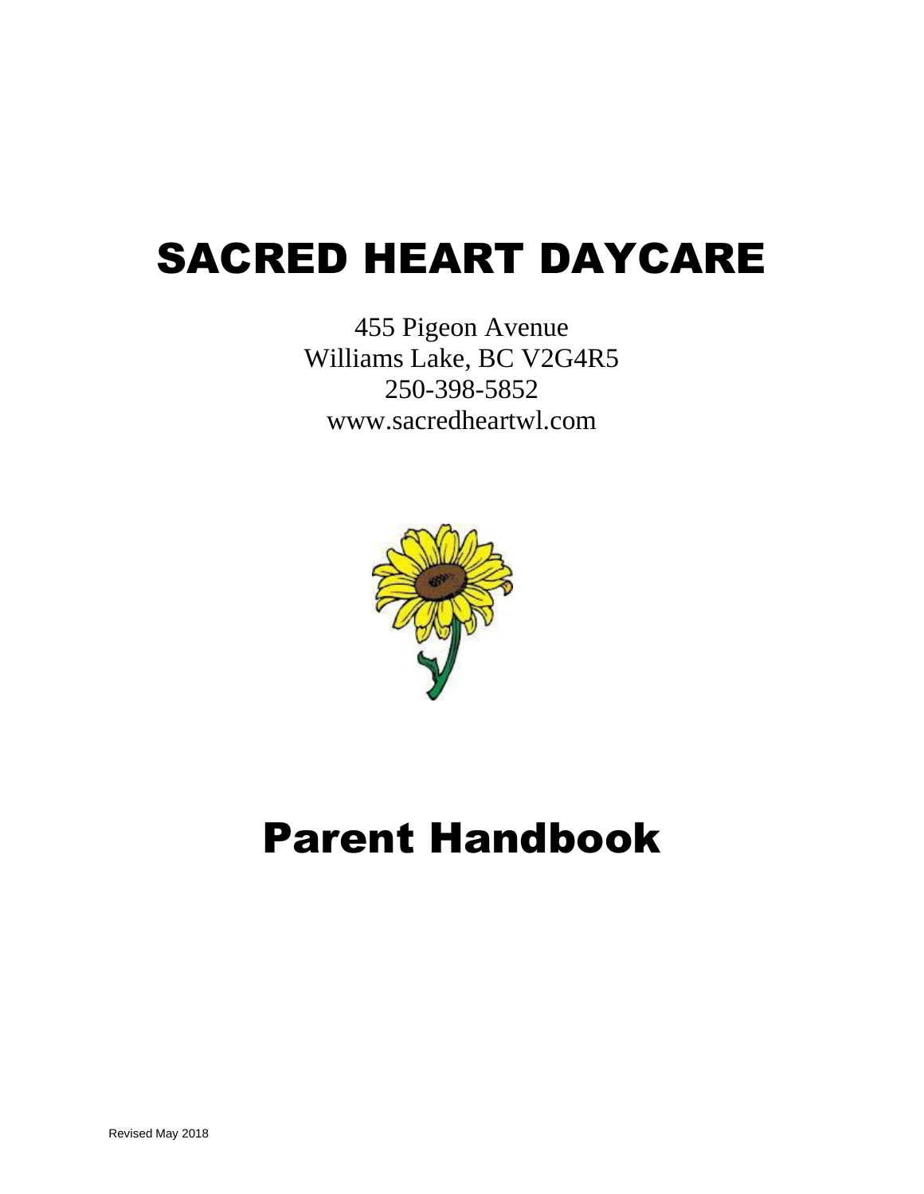# SACRED HEART DAYCARE

455 Pigeon Avenue
Williams Lake, BC V2G4R5
250-398-5852
www.sacredheartwl.com

# Parent Handbook

Revised May 2018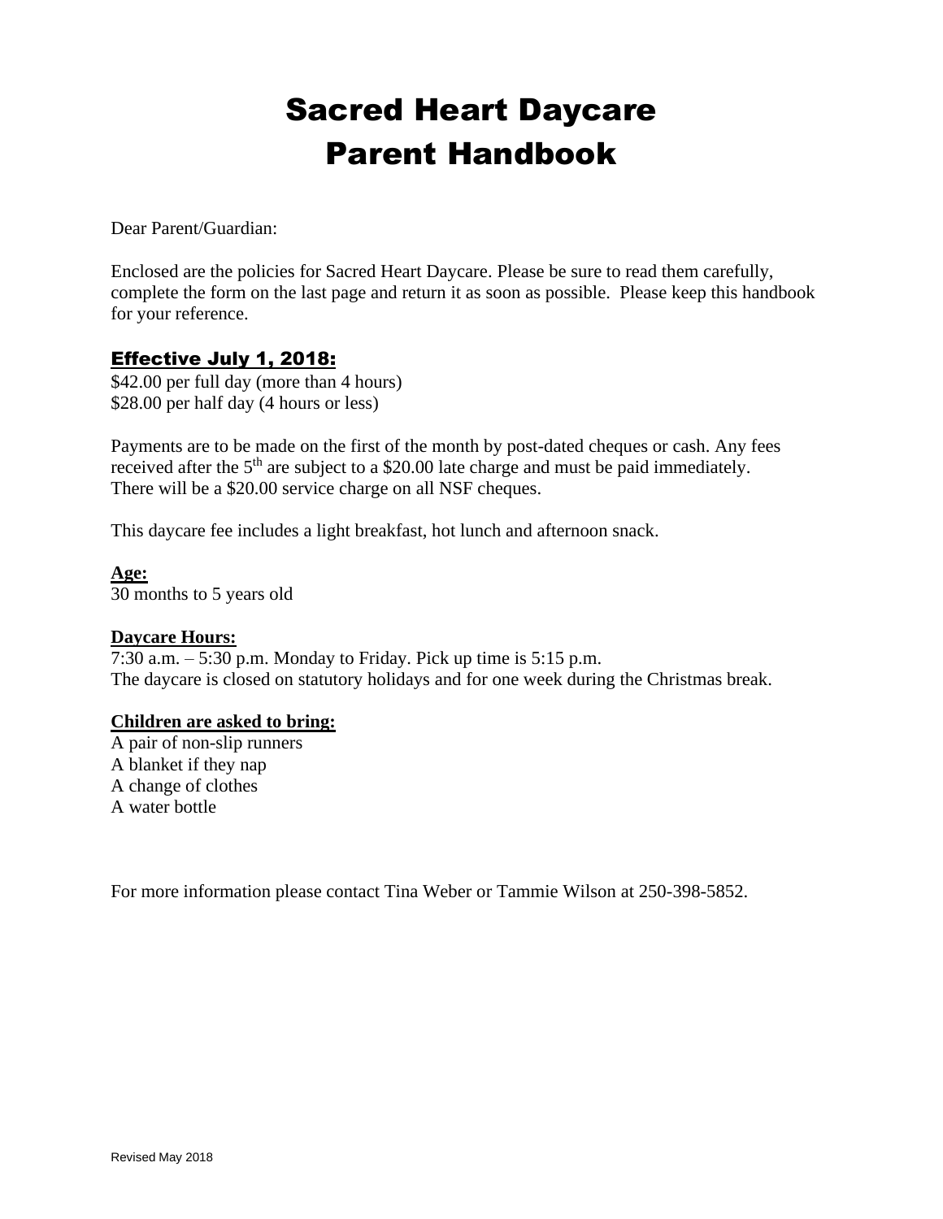# Sacred Heart Daycare
# Parent Handbook

Dear Parent/Guardian:

Enclosed are the policies for Sacred Heart Daycare. Please be sure to read them carefully, complete the form on the last page and return it as soon as possible. Please keep this handbook for your reference.

## Effective July 1, 2018:

$42.00 per full day (more than 4 hours)
$28.00 per half day (4 hours or less)

Payments are to be made on the first of the month by post-dated cheques or cash. Any fees received after the 5th are subject to a $20.00 late charge and must be paid immediately. There will be a $20.00 service charge on all NSF cheques.

This daycare fee includes a light breakfast, hot lunch and afternoon snack.

**Age:**
30 months to 5 years old

**Daycare Hours:**
7:30 a.m. – 5:30 p.m. Monday to Friday. Pick up time is 5:15 p.m.
The daycare is closed on statutory holidays and for one week during the Christmas break.

**Children are asked to bring:**
A pair of non-slip runners
A blanket if they nap
A change of clothes
A water bottle

For more information please contact Tina Weber or Tammie Wilson at 250-398-5852.

Revised May 2018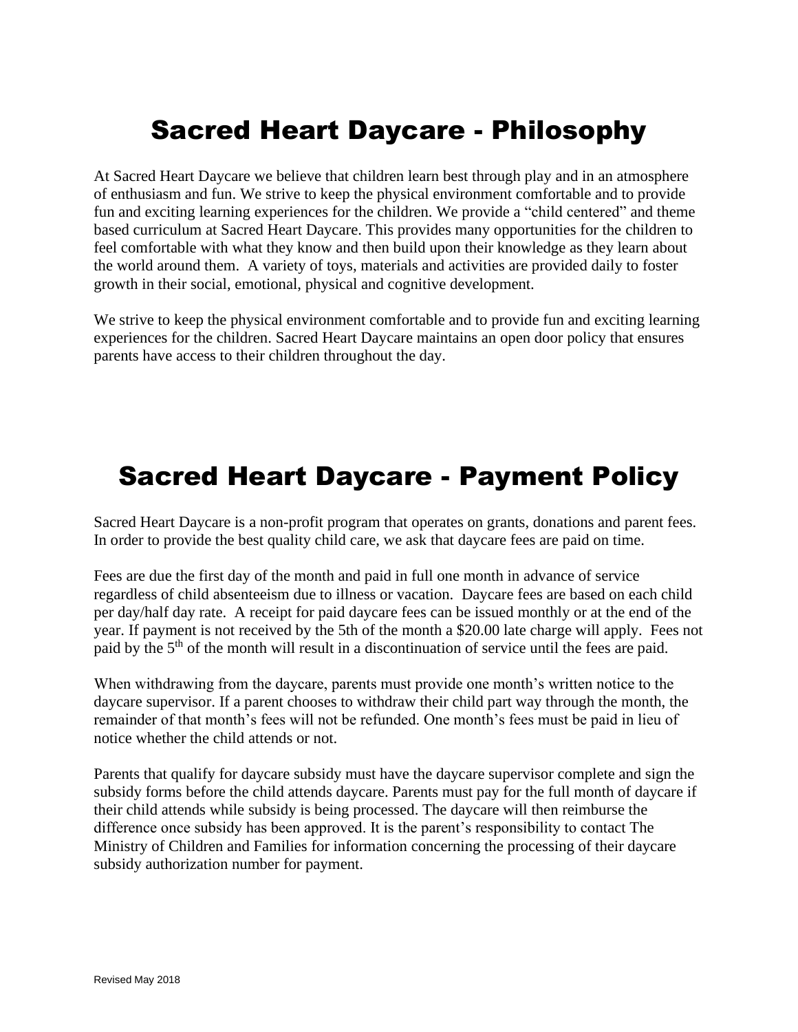# Sacred Heart Daycare - Philosophy

At Sacred Heart Daycare we believe that children learn best through play and in an atmosphere of enthusiasm and fun. We strive to keep the physical environment comfortable and to provide fun and exciting learning experiences for the children. We provide a "child centered" and theme based curriculum at Sacred Heart Daycare. This provides many opportunities for the children to feel comfortable with what they know and then build upon their knowledge as they learn about the world around them. A variety of toys, materials and activities are provided daily to foster growth in their social, emotional, physical and cognitive development.

We strive to keep the physical environment comfortable and to provide fun and exciting learning experiences for the children. Sacred Heart Daycare maintains an open door policy that ensures parents have access to their children throughout the day.

# Sacred Heart Daycare - Payment Policy

Sacred Heart Daycare is a non-profit program that operates on grants, donations and parent fees. In order to provide the best quality child care, we ask that daycare fees are paid on time.

Fees are due the first day of the month and paid in full one month in advance of service regardless of child absenteeism due to illness or vacation. Daycare fees are based on each child per day/half day rate. A receipt for paid daycare fees can be issued monthly or at the end of the year. If payment is not received by the 5th of the month a $20.00 late charge will apply. Fees not paid by the 5th of the month will result in a discontinuation of service until the fees are paid.

When withdrawing from the daycare, parents must provide one month's written notice to the daycare supervisor. If a parent chooses to withdraw their child part way through the month, the remainder of that month's fees will not be refunded. One month's fees must be paid in lieu of notice whether the child attends or not.

Parents that qualify for daycare subsidy must have the daycare supervisor complete and sign the subsidy forms before the child attends daycare. Parents must pay for the full month of daycare if their child attends while subsidy is being processed. The daycare will then reimburse the difference once subsidy has been approved. It is the parent's responsibility to contact The Ministry of Children and Families for information concerning the processing of their daycare subsidy authorization number for payment.

Revised May 2018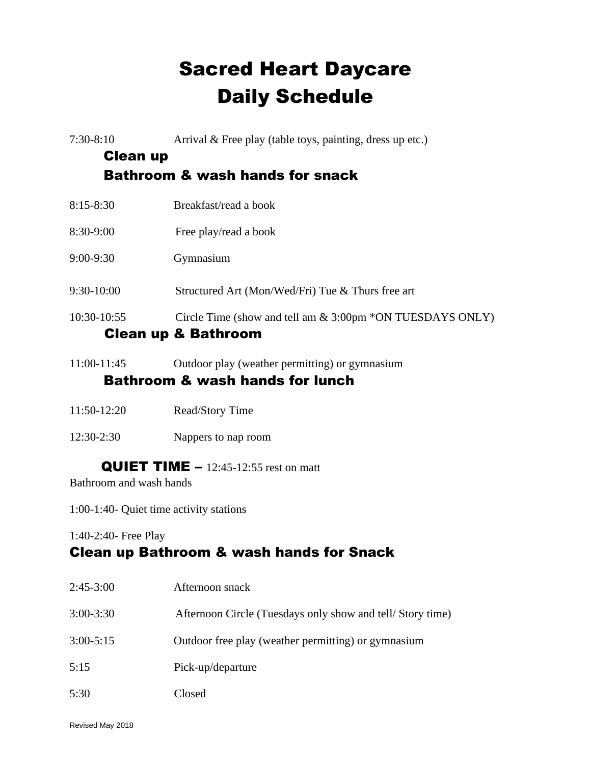# Sacred Heart Daycare
# Daily Schedule

7:30-8:10 Arrival & Free play (table toys, painting, dress up etc.)

**Clean up**

**Bathroom & wash hands for snack**

8:15-8:30 Breakfast/read a book

8:30-9:00 Free play/read a book

9:00-9:30 Gymnasium

9:30-10:00 Structured Art (Mon/Wed/Fri) Tue & Thurs free art

10:30-10:55 Circle Time (show and tell am & 3:00pm *ON TUESDAYS ONLY)

**Clean up & Bathroom**

11:00-11:45 Outdoor play (weather permitting) or gymnasium

**Bathroom & wash hands for lunch**

11:50-12:20 Read/Story Time

12:30-2:30 Nappers to nap room

**QUIET TIME –** 12:45-12:55 rest on matt

Bathroom and wash hands

1:00-1:40- Quiet time activity stations

1:40-2:40- Free Play

**Clean up Bathroom & wash hands for Snack**

2:45-3:00 Afternoon snack

3:00-3:30 Afternoon Circle (Tuesdays only show and tell/ Story time)

3:00-5:15 Outdoor free play (weather permitting) or gymnasium

5:15 Pick-up/departure

5:30 Closed

Revised May 2018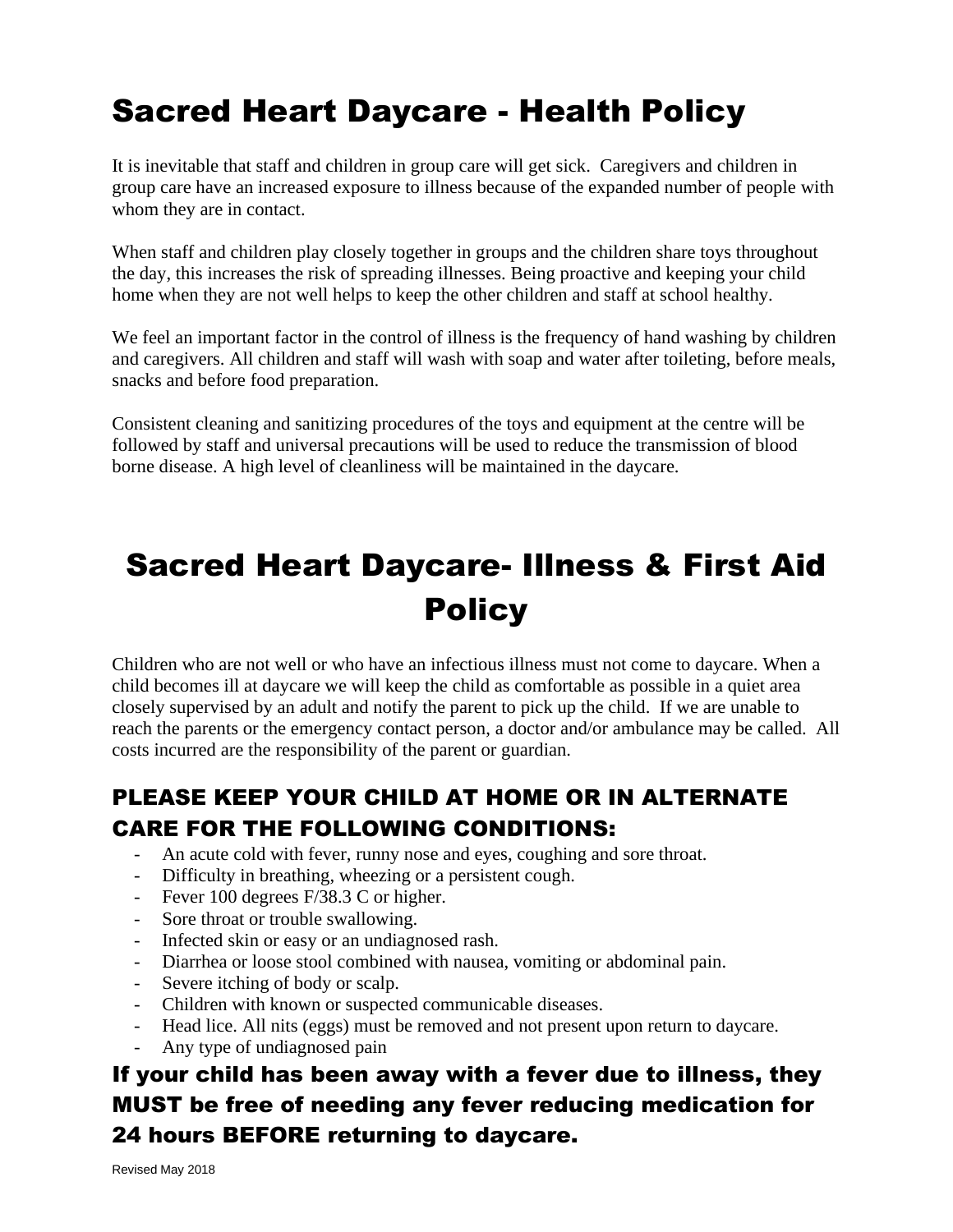# Sacred Heart Daycare - Health Policy

It is inevitable that staff and children in group care will get sick. Caregivers and children in group care have an increased exposure to illness because of the expanded number of people with whom they are in contact.

When staff and children play closely together in groups and the children share toys throughout the day, this increases the risk of spreading illnesses. Being proactive and keeping your child home when they are not well helps to keep the other children and staff at school healthy.

We feel an important factor in the control of illness is the frequency of hand washing by children and caregivers. All children and staff will wash with soap and water after toileting, before meals, snacks and before food preparation.

Consistent cleaning and sanitizing procedures of the toys and equipment at the centre will be followed by staff and universal precautions will be used to reduce the transmission of blood borne disease. A high level of cleanliness will be maintained in the daycare.

# Sacred Heart Daycare- Illness & First Aid Policy

Children who are not well or who have an infectious illness must not come to daycare. When a child becomes ill at daycare we will keep the child as comfortable as possible in a quiet area closely supervised by an adult and notify the parent to pick up the child. If we are unable to reach the parents or the emergency contact person, a doctor and/or ambulance may be called. All costs incurred are the responsibility of the parent or guardian.

## PLEASE KEEP YOUR CHILD AT HOME OR IN ALTERNATE CARE FOR THE FOLLOWING CONDITIONS:

- An acute cold with fever, runny nose and eyes, coughing and sore throat.
- Difficulty in breathing, wheezing or a persistent cough.
- Fever 100 degrees F/38.3 C or higher.
- Sore throat or trouble swallowing.
- Infected skin or easy or an undiagnosed rash.
- Diarrhea or loose stool combined with nausea, vomiting or abdominal pain.
- Severe itching of body or scalp.
- Children with known or suspected communicable diseases.
- Head lice. All nits (eggs) must be removed and not present upon return to daycare.
- Any type of undiagnosed pain

## If your child has been away with a fever due to illness, they MUST be free of needing any fever reducing medication for 24 hours BEFORE returning to daycare.

Revised May 2018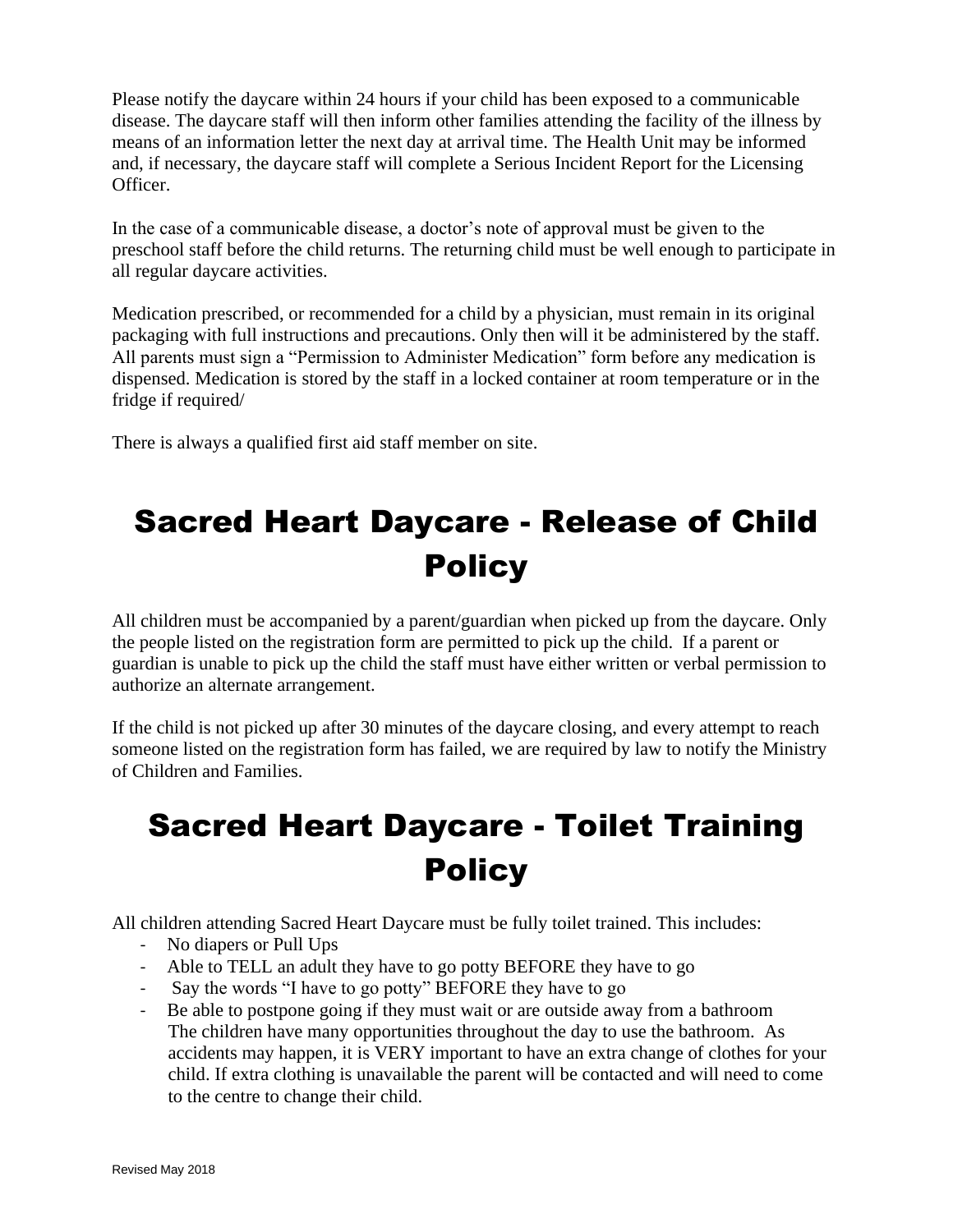Please notify the daycare within 24 hours if your child has been exposed to a communicable disease. The daycare staff will then inform other families attending the facility of the illness by means of an information letter the next day at arrival time. The Health Unit may be informed and, if necessary, the daycare staff will complete a Serious Incident Report for the Licensing Officer.

In the case of a communicable disease, a doctor's note of approval must be given to the preschool staff before the child returns. The returning child must be well enough to participate in all regular daycare activities.

Medication prescribed, or recommended for a child by a physician, must remain in its original packaging with full instructions and precautions. Only then will it be administered by the staff. All parents must sign a "Permission to Administer Medication" form before any medication is dispensed. Medication is stored by the staff in a locked container at room temperature or in the fridge if required/

There is always a qualified first aid staff member on site.

# Sacred Heart Daycare - Release of Child Policy

All children must be accompanied by a parent/guardian when picked up from the daycare. Only the people listed on the registration form are permitted to pick up the child. If a parent or guardian is unable to pick up the child the staff must have either written or verbal permission to authorize an alternate arrangement.

If the child is not picked up after 30 minutes of the daycare closing, and every attempt to reach someone listed on the registration form has failed, we are required by law to notify the Ministry of Children and Families.

# Sacred Heart Daycare - Toilet Training Policy

All children attending Sacred Heart Daycare must be fully toilet trained. This includes:

- No diapers or Pull Ups
- Able to TELL an adult they have to go potty BEFORE they have to go
- Say the words "I have to go potty" BEFORE they have to go
- Be able to postpone going if they must wait or are outside away from a bathroom
  The children have many opportunities throughout the day to use the bathroom. As accidents may happen, it is VERY important to have an extra change of clothes for your child. If extra clothing is unavailable the parent will be contacted and will need to come to the centre to change their child.

Revised May 2018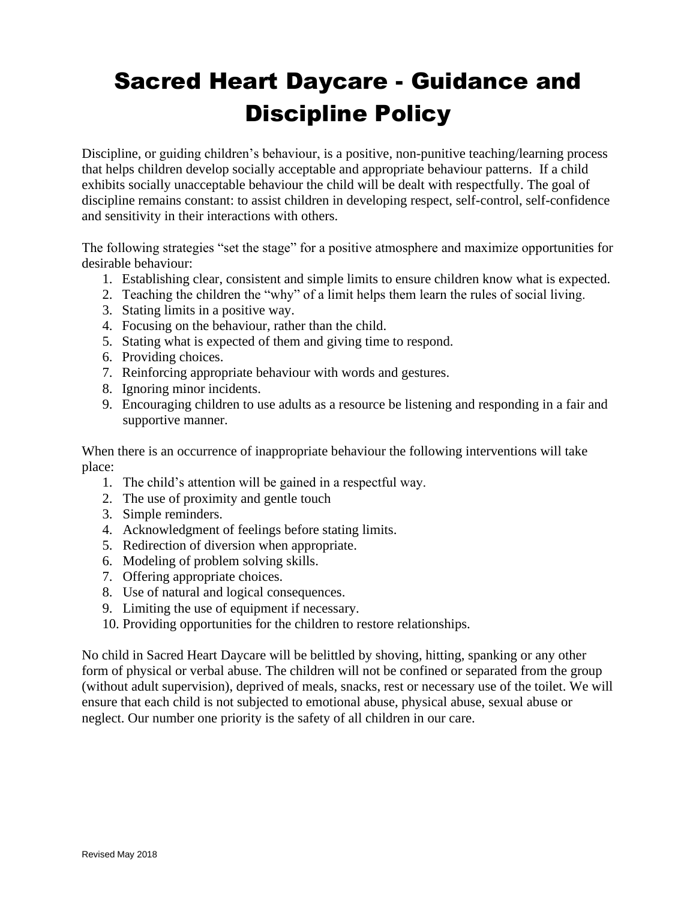# Sacred Heart Daycare - Guidance and Discipline Policy

Discipline, or guiding children's behaviour, is a positive, non-punitive teaching/learning process that helps children develop socially acceptable and appropriate behaviour patterns. If a child exhibits socially unacceptable behaviour the child will be dealt with respectfully. The goal of discipline remains constant: to assist children in developing respect, self-control, self-confidence and sensitivity in their interactions with others.

The following strategies "set the stage" for a positive atmosphere and maximize opportunities for desirable behaviour:

1. Establishing clear, consistent and simple limits to ensure children know what is expected.
2. Teaching the children the "why" of a limit helps them learn the rules of social living.
3. Stating limits in a positive way.
4. Focusing on the behaviour, rather than the child.
5. Stating what is expected of them and giving time to respond.
6. Providing choices.
7. Reinforcing appropriate behaviour with words and gestures.
8. Ignoring minor incidents.
9. Encouraging children to use adults as a resource be listening and responding in a fair and supportive manner.

When there is an occurrence of inappropriate behaviour the following interventions will take place:

1. The child's attention will be gained in a respectful way.
2. The use of proximity and gentle touch
3. Simple reminders.
4. Acknowledgment of feelings before stating limits.
5. Redirection of diversion when appropriate.
6. Modeling of problem solving skills.
7. Offering appropriate choices.
8. Use of natural and logical consequences.
9. Limiting the use of equipment if necessary.
10. Providing opportunities for the children to restore relationships.

No child in Sacred Heart Daycare will be belittled by shoving, hitting, spanking or any other form of physical or verbal abuse. The children will not be confined or separated from the group (without adult supervision), deprived of meals, snacks, rest or necessary use of the toilet. We will ensure that each child is not subjected to emotional abuse, physical abuse, sexual abuse or neglect. Our number one priority is the safety of all children in our care.

Revised May 2018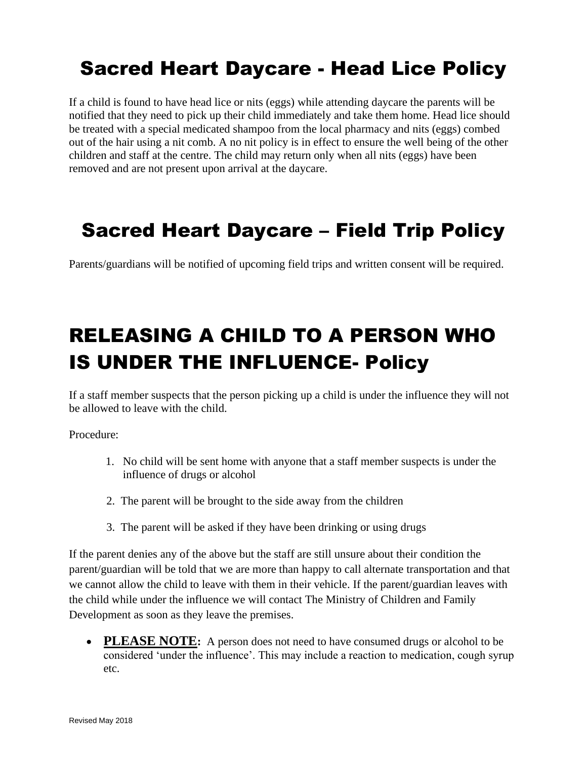# Sacred Heart Daycare - Head Lice Policy

If a child is found to have head lice or nits (eggs) while attending daycare the parents will be notified that they need to pick up their child immediately and take them home. Head lice should be treated with a special medicated shampoo from the local pharmacy and nits (eggs) combed out of the hair using a nit comb. A no nit policy is in effect to ensure the well being of the other children and staff at the centre. The child may return only when all nits (eggs) have been removed and are not present upon arrival at the daycare.

# Sacred Heart Daycare – Field Trip Policy

Parents/guardians will be notified of upcoming field trips and written consent will be required.

# RELEASING A CHILD TO A PERSON WHO IS UNDER THE INFLUENCE- Policy

If a staff member suspects that the person picking up a child is under the influence they will not be allowed to leave with the child.

Procedure:

1. No child will be sent home with anyone that a staff member suspects is under the influence of drugs or alcohol
2. The parent will be brought to the side away from the children
3. The parent will be asked if they have been drinking or using drugs

If the parent denies any of the above but the staff are still unsure about their condition the parent/guardian will be told that we are more than happy to call alternate transportation and that we cannot allow the child to leave with them in their vehicle. If the parent/guardian leaves with the child while under the influence we will contact The Ministry of Children and Family Development as soon as they leave the premises.

- **PLEASE NOTE:** A person does not need to have consumed drugs or alcohol to be considered 'under the influence'. This may include a reaction to medication, cough syrup etc.

Revised May 2018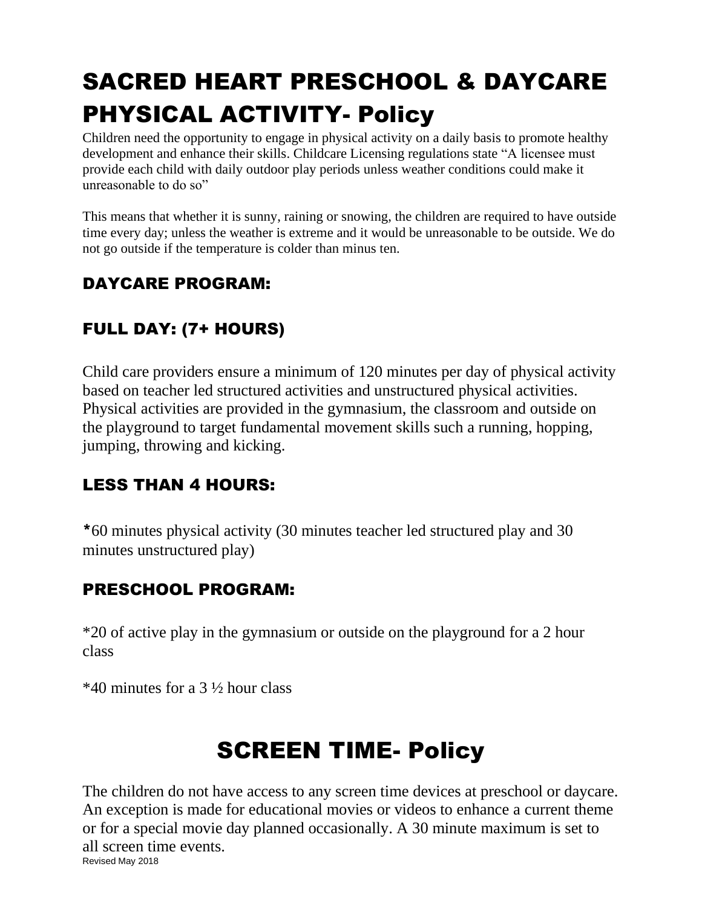# SACRED HEART PRESCHOOL & DAYCARE PHYSICAL ACTIVITY- Policy

Children need the opportunity to engage in physical activity on a daily basis to promote healthy development and enhance their skills. Childcare Licensing regulations state "A licensee must provide each child with daily outdoor play periods unless weather conditions could make it unreasonable to do so"

This means that whether it is sunny, raining or snowing, the children are required to have outside time every day; unless the weather is extreme and it would be unreasonable to be outside. We do not go outside if the temperature is colder than minus ten.

## DAYCARE PROGRAM:

### FULL DAY: (7+ HOURS)

Child care providers ensure a minimum of 120 minutes per day of physical activity based on teacher led structured activities and unstructured physical activities. Physical activities are provided in the gymnasium, the classroom and outside on the playground to target fundamental movement skills such a running, hopping, jumping, throwing and kicking.

### LESS THAN 4 HOURS:

*60 minutes physical activity (30 minutes teacher led structured play and 30 minutes unstructured play)

## PRESCHOOL PROGRAM:

*20 of active play in the gymnasium or outside on the playground for a 2 hour class

*40 minutes for a 3 ½ hour class

# SCREEN TIME- Policy

The children do not have access to any screen time devices at preschool or daycare. An exception is made for educational movies or videos to enhance a current theme or for a special movie day planned occasionally. A 30 minute maximum is set to all screen time events.

Revised May 2018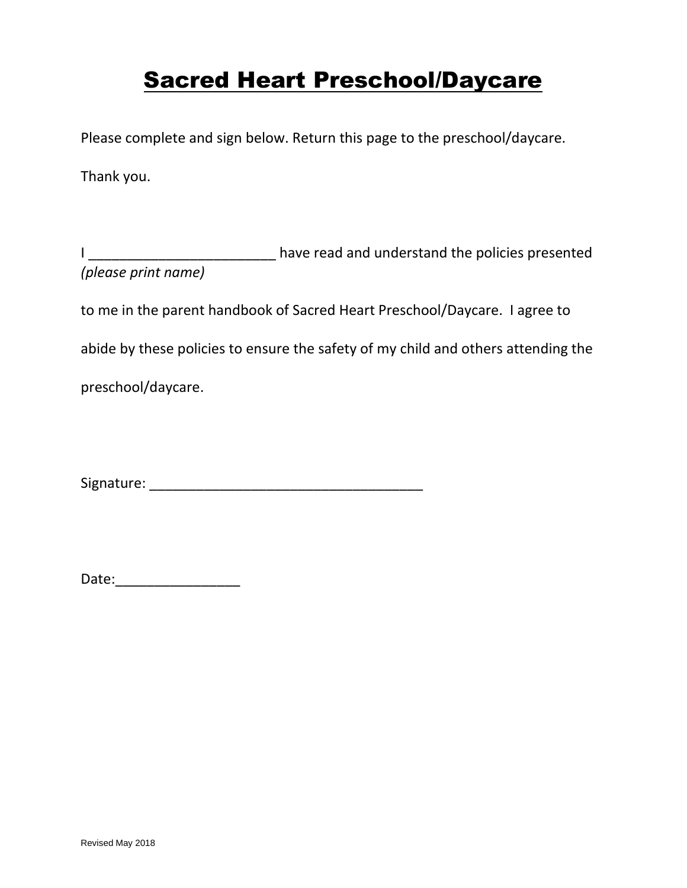# Sacred Heart Preschool/Daycare

Please complete and sign below. Return this page to the preschool/daycare.

Thank you.

I ________________________ have read and understand the policies presented
*(please print name)*

to me in the parent handbook of Sacred Heart Preschool/Daycare. I agree to abide by these policies to ensure the safety of my child and others attending the preschool/daycare.

Signature: ___________________________________

Date:________________

Revised May 2018